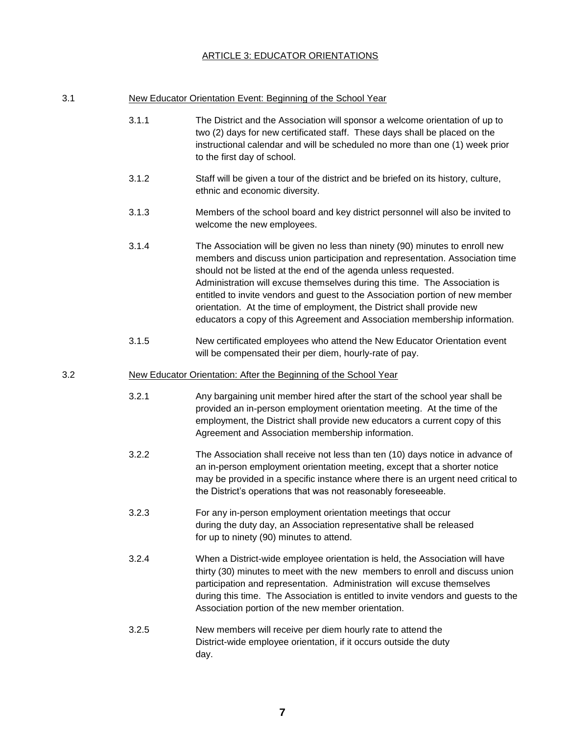# ARTICLE 3: EDUCATOR ORIENTATIONS

## 3.1 New Educator Orientation Event: Beginning of the School Year

3.1.1 The District and the Association will sponsor a welcome orientation of up to two (2) days for new certificated staff. These days shall be placed on the instructional calendar and will be scheduled no more than one (1) week prior to the first day of school.

3.1.2 Staff will be given a tour of the district and be briefed on its history, culture, ethnic and economic diversity.

3.1.3 Members of the school board and key district personnel will also be invited to welcome the new employees.

3.1.4 The Association will be given no less than ninety (90) minutes to enroll new members and discuss union participation and representation. Association time should not be listed at the end of the agenda unless requested. Administration will excuse themselves during this time. The Association is entitled to invite vendors and guest to the Association portion of new member orientation. At the time of employment, the District shall provide new educators a copy of this Agreement and Association membership information.

3.1.5 New certificated employees who attend the New Educator Orientation event will be compensated their per diem, hourly-rate of pay.

## 3.2 New Educator Orientation: After the Beginning of the School Year

3.2.1 Any bargaining unit member hired after the start of the school year shall be provided an in-person employment orientation meeting. At the time of the employment, the District shall provide new educators a current copy of this Agreement and Association membership information.

3.2.2 The Association shall receive not less than ten (10) days notice in advance of an in-person employment orientation meeting, except that a shorter notice may be provided in a specific instance where there is an urgent need critical to the District's operations that was not reasonably foreseeable.

3.2.3 For any in-person employment orientation meetings that occur during the duty day, an Association representative shall be released for up to ninety (90) minutes to attend.

3.2.4 When a District-wide employee orientation is held, the Association will have thirty (30) minutes to meet with the new members to enroll and discuss union participation and representation. Administration will excuse themselves during this time. The Association is entitled to invite vendors and guests to the Association portion of the new member orientation.

3.2.5 New members will receive per diem hourly rate to attend the District-wide employee orientation, if it occurs outside the duty day.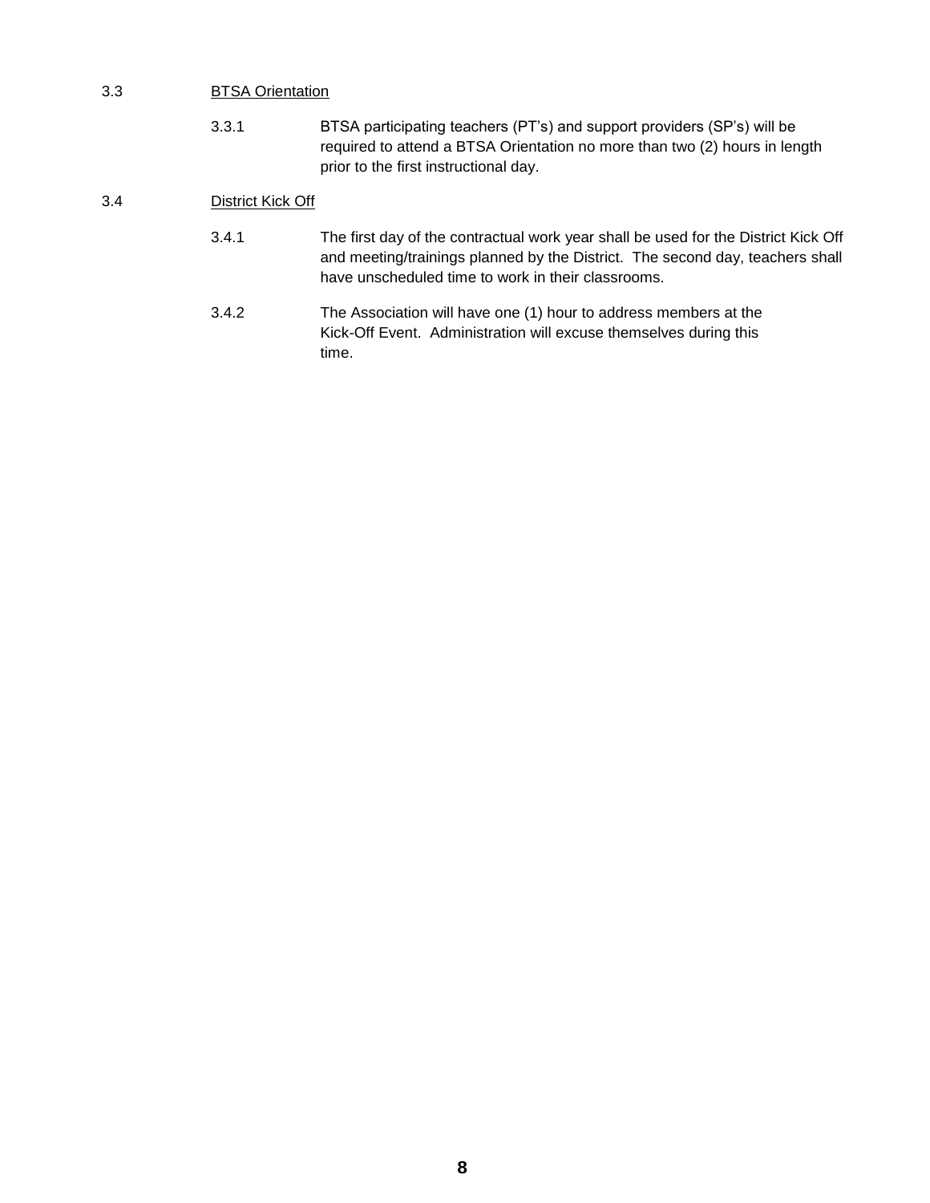3.3 BTSA Orientation

3.3.1 BTSA participating teachers (PT's) and support providers (SP's) will be required to attend a BTSA Orientation no more than two (2) hours in length prior to the first instructional day.

3.4 District Kick Off

3.4.1 The first day of the contractual work year shall be used for the District Kick Off and meeting/trainings planned by the District. The second day, teachers shall have unscheduled time to work in their classrooms.

3.4.2 The Association will have one (1) hour to address members at the Kick-Off Event. Administration will excuse themselves during this time.